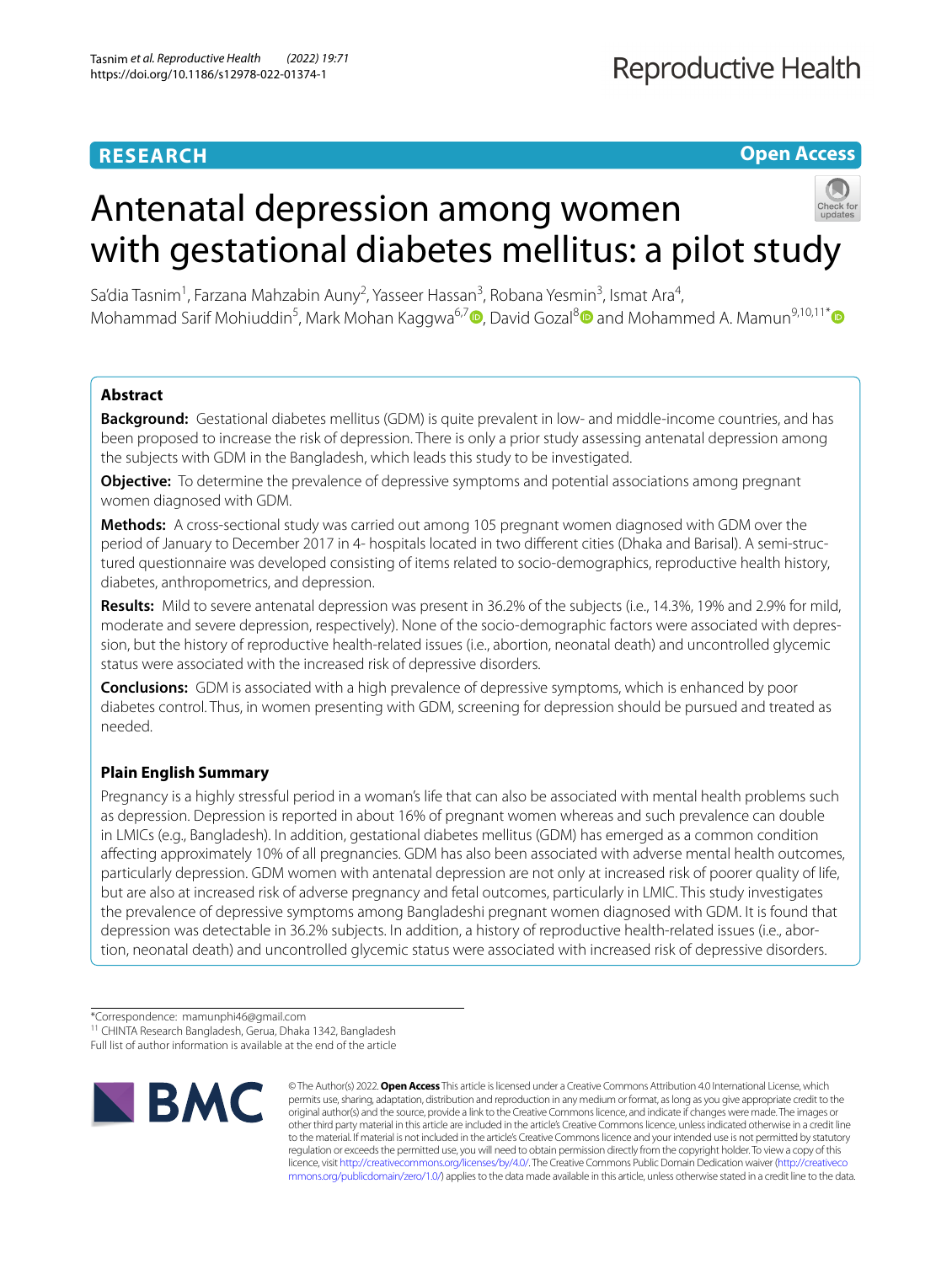**RESEARCH**

**Open Access**

# Antenatal depression among women with gestational diabetes mellitus: a pilot study

Sa'dia Tasnim[1], Farzana Mahzabin Auny[2], Yasseer Hassan[3], Robana Yesmin[3], Ismat Ara[4], Mohammad Sarif Mohiuddin[5], Mark Mohan Kaggwa[6,7], David Gozal[8] and Mohammed A. Mamun[9,10,11*]

## Abstract

**Background:** Gestational diabetes mellitus (GDM) is quite prevalent in low- and middle-income countries, and has been proposed to increase the risk of depression. There is only a prior study assessing antenatal depression among the subjects with GDM in the Bangladesh, which leads this study to be investigated.

**Objective:** To determine the prevalence of depressive symptoms and potential associations among pregnant women diagnosed with GDM.

**Methods:** A cross-sectional study was carried out among 105 pregnant women diagnosed with GDM over the period of January to December 2017 in 4- hospitals located in two different cities (Dhaka and Barisal). A semi-structured questionnaire was developed consisting of items related to socio-demographics, reproductive health history, diabetes, anthropometrics, and depression.

**Results:** Mild to severe antenatal depression was present in 36.2% of the subjects (i.e., 14.3%, 19% and 2.9% for mild, moderate and severe depression, respectively). None of the socio-demographic factors were associated with depression, but the history of reproductive health-related issues (i.e., abortion, neonatal death) and uncontrolled glycemic status were associated with the increased risk of depressive disorders.

**Conclusions:** GDM is associated with a high prevalence of depressive symptoms, which is enhanced by poor diabetes control. Thus, in women presenting with GDM, screening for depression should be pursued and treated as needed.

### Plain English Summary

Pregnancy is a highly stressful period in a woman's life that can also be associated with mental health problems such as depression. Depression is reported in about 16% of pregnant women whereas and such prevalence can double in LMICs (e.g., Bangladesh). In addition, gestational diabetes mellitus (GDM) has emerged as a common condition affecting approximately 10% of all pregnancies. GDM has also been associated with adverse mental health outcomes, particularly depression. GDM women with antenatal depression are not only at increased risk of poorer quality of life, but are also at increased risk of adverse pregnancy and fetal outcomes, particularly in LMIC. This study investigates the prevalence of depressive symptoms among Bangladeshi pregnant women diagnosed with GDM. It is found that depression was detectable in 36.2% subjects. In addition, a history of reproductive health-related issues (i.e., abortion, neonatal death) and uncontrolled glycemic status were associated with increased risk of depressive disorders.

*Correspondence: mamunphi46@gmail.com
[11] CHINTA Research Bangladesh, Gerua, Dhaka 1342, Bangladesh
Full list of author information is available at the end of the article

© The Author(s) 2022. **Open Access** This article is licensed under a Creative Commons Attribution 4.0 International License, which permits use, sharing, adaptation, distribution and reproduction in any medium or format, as long as you give appropriate credit to the original author(s) and the source, provide a link to the Creative Commons licence, and indicate if changes were made. The images or other third party material in this article are included in the article's Creative Commons licence, unless indicated otherwise in a credit line to the material. If material is not included in the article's Creative Commons licence and your intended use is not permitted by statutory regulation or exceeds the permitted use, you will need to obtain permission directly from the copyright holder. To view a copy of this licence, visit http://creativecommons.org/licenses/by/4.0/. The Creative Commons Public Domain Dedication waiver (http://creativecommons.org/publicdomain/zero/1.0/) applies to the data made available in this article, unless otherwise stated in a credit line to the data.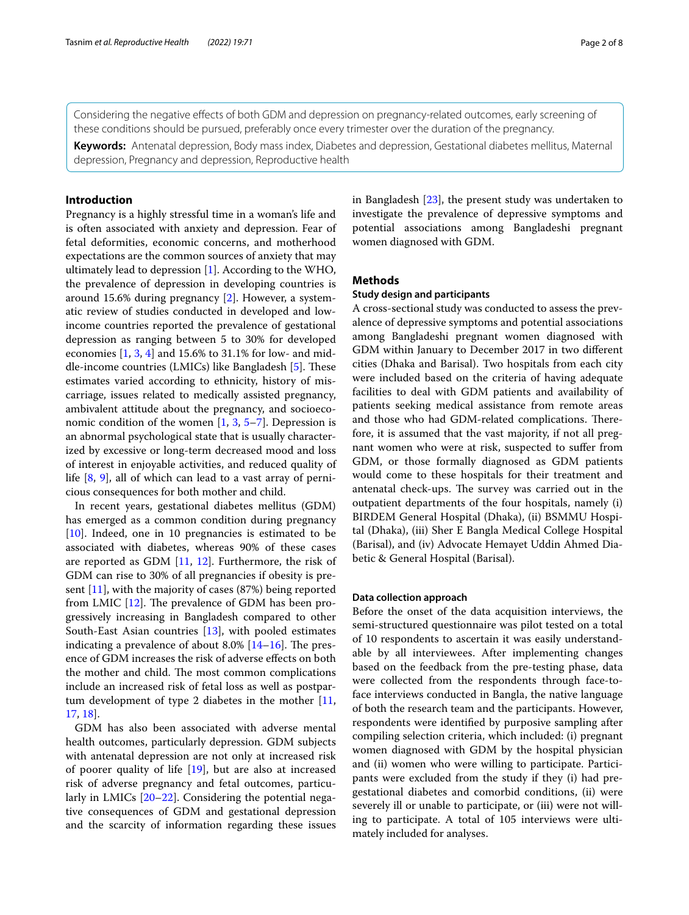Considering the negative effects of both GDM and depression on pregnancy-related outcomes, early screening of these conditions should be pursued, preferably once every trimester over the duration of the pregnancy.

**Keywords:** Antenatal depression, Body mass index, Diabetes and depression, Gestational diabetes mellitus, Maternal depression, Pregnancy and depression, Reproductive health

## Introduction

Pregnancy is a highly stressful time in a woman's life and is often associated with anxiety and depression. Fear of fetal deformities, economic concerns, and motherhood expectations are the common sources of anxiety that may ultimately lead to depression [1]. According to the WHO, the prevalence of depression in developing countries is around 15.6% during pregnancy [2]. However, a systematic review of studies conducted in developed and low-income countries reported the prevalence of gestational depression as ranging between 5 to 30% for developed economies [1, 3, 4] and 15.6% to 31.1% for low- and middle-income countries (LMICs) like Bangladesh [5]. These estimates varied according to ethnicity, history of miscarriage, issues related to medically assisted pregnancy, ambivalent attitude about the pregnancy, and socioeconomic condition of the women [1, 3, 5–7]. Depression is an abnormal psychological state that is usually characterized by excessive or long-term decreased mood and loss of interest in enjoyable activities, and reduced quality of life [8, 9], all of which can lead to a vast array of pernicious consequences for both mother and child.

In recent years, gestational diabetes mellitus (GDM) has emerged as a common condition during pregnancy [10]. Indeed, one in 10 pregnancies is estimated to be associated with diabetes, whereas 90% of these cases are reported as GDM [11, 12]. Furthermore, the risk of GDM can rise to 30% of all pregnancies if obesity is present [11], with the majority of cases (87%) being reported from LMIC [12]. The prevalence of GDM has been progressively increasing in Bangladesh compared to other South-East Asian countries [13], with pooled estimates indicating a prevalence of about 8.0% [14–16]. The presence of GDM increases the risk of adverse effects on both the mother and child. The most common complications include an increased risk of fetal loss as well as postpartum development of type 2 diabetes in the mother [11, 17, 18].

GDM has also been associated with adverse mental health outcomes, particularly depression. GDM subjects with antenatal depression are not only at increased risk of poorer quality of life [19], but are also at increased risk of adverse pregnancy and fetal outcomes, particularly in LMICs [20–22]. Considering the potential negative consequences of GDM and gestational depression and the scarcity of information regarding these issues in Bangladesh [23], the present study was undertaken to investigate the prevalence of depressive symptoms and potential associations among Bangladeshi pregnant women diagnosed with GDM.

## Methods

### Study design and participants

A cross-sectional study was conducted to assess the prevalence of depressive symptoms and potential associations among Bangladeshi pregnant women diagnosed with GDM within January to December 2017 in two different cities (Dhaka and Barisal). Two hospitals from each city were included based on the criteria of having adequate facilities to deal with GDM patients and availability of patients seeking medical assistance from remote areas and those who had GDM-related complications. Therefore, it is assumed that the vast majority, if not all pregnant women who were at risk, suspected to suffer from GDM, or those formally diagnosed as GDM patients would come to these hospitals for their treatment and antenatal check-ups. The survey was carried out in the outpatient departments of the four hospitals, namely (i) BIRDEM General Hospital (Dhaka), (ii) BSMMU Hospital (Dhaka), (iii) Sher E Bangla Medical College Hospital (Barisal), and (iv) Advocate Hemayet Uddin Ahmed Diabetic & General Hospital (Barisal).

### Data collection approach

Before the onset of the data acquisition interviews, the semi-structured questionnaire was pilot tested on a total of 10 respondents to ascertain it was easily understandable by all interviewees. After implementing changes based on the feedback from the pre-testing phase, data were collected from the respondents through face-to-face interviews conducted in Bangla, the native language of both the research team and the participants. However, respondents were identified by purposive sampling after compiling selection criteria, which included: (i) pregnant women diagnosed with GDM by the hospital physician and (ii) women who were willing to participate. Participants were excluded from the study if they (i) had pregestational diabetes and comorbid conditions, (ii) were severely ill or unable to participate, or (iii) were not willing to participate. A total of 105 interviews were ultimately included for analyses.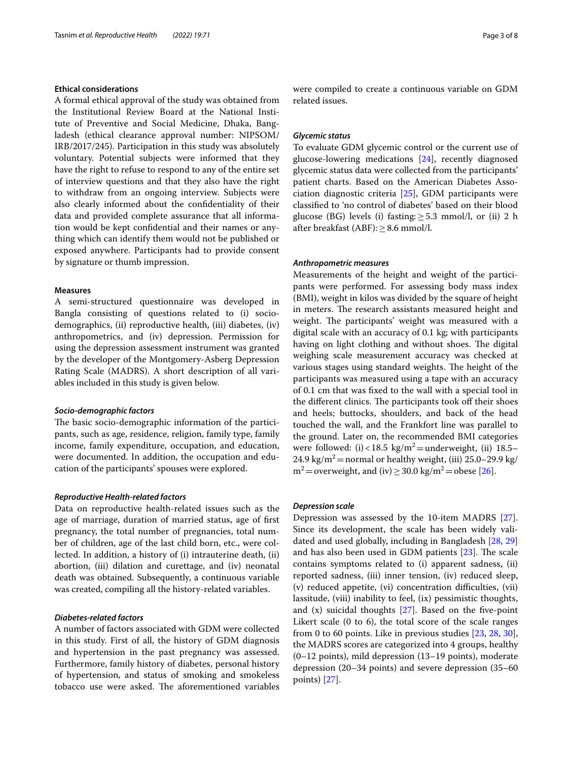### Ethical considerations

A formal ethical approval of the study was obtained from the Institutional Review Board at the National Institute of Preventive and Social Medicine, Dhaka, Bangladesh (ethical clearance approval number: NIPSOM/IRB/2017/245). Participation in this study was absolutely voluntary. Potential subjects were informed that they have the right to refuse to respond to any of the entire set of interview questions and that they also have the right to withdraw from an ongoing interview. Subjects were also clearly informed about the confidentiality of their data and provided complete assurance that all information would be kept confidential and their names or anything which can identify them would not be published or exposed anywhere. Participants had to provide consent by signature or thumb impression.

### Measures

A semi-structured questionnaire was developed in Bangla consisting of questions related to (i) socio-demographics, (ii) reproductive health, (iii) diabetes, (iv) anthropometrics, and (iv) depression. Permission for using the depression assessment instrument was granted by the developer of the Montgomery-Asberg Depression Rating Scale (MADRS). A short description of all variables included in this study is given below.

#### *Socio-demographic factors*

The basic socio-demographic information of the participants, such as age, residence, religion, family type, family income, family expenditure, occupation, and education, were documented. In addition, the occupation and education of the participants' spouses were explored.

#### *Reproductive Health-related factors*

Data on reproductive health-related issues such as the age of marriage, duration of married status, age of first pregnancy, the total number of pregnancies, total number of children, age of the last child born, etc., were collected. In addition, a history of (i) intrauterine death, (ii) abortion, (iii) dilation and curettage, and (iv) neonatal death was obtained. Subsequently, a continuous variable was created, compiling all the history-related variables.

#### *Diabetes-related factors*

A number of factors associated with GDM were collected in this study. First of all, the history of GDM diagnosis and hypertension in the past pregnancy was assessed. Furthermore, family history of diabetes, personal history of hypertension, and status of smoking and smokeless tobacco use were asked. The aforementioned variables were compiled to create a continuous variable on GDM related issues.

#### *Glycemic status*

To evaluate GDM glycemic control or the current use of glucose-lowering medications [24], recently diagnosed glycemic status data were collected from the participants' patient charts. Based on the American Diabetes Association diagnostic criteria [25], GDM participants were classified to 'no control of diabetes' based on their blood glucose (BG) levels (i) fasting: $\geq 5.3$ mmol/l, or (ii) 2 h after breakfast (ABF): $\geq 8.6$ mmol/l.

#### *Anthropometric measures*

Measurements of the height and weight of the participants were performed. For assessing body mass index (BMI), weight in kilos was divided by the square of height in meters. The research assistants measured height and weight. The participants' weight was measured with a digital scale with an accuracy of 0.1 kg; with participants having on light clothing and without shoes. The digital weighing scale measurement accuracy was checked at various stages using standard weights. The height of the participants was measured using a tape with an accuracy of 0.1 cm that was fixed to the wall with a special tool in the different clinics. The participants took off their shoes and heels; buttocks, shoulders, and back of the head touched the wall, and the Frankfort line was parallel to the ground. Later on, the recommended BMI categories were followed: (i) $< 18.5$ kg/m$^2$ = underweight, (ii) 18.5–24.9 kg/m$^2$ = normal or healthy weight, (iii) 25.0–29.9 kg/m$^2$ = overweight, and (iv) $\geq 30.0$ kg/m$^2$ = obese [26].

#### *Depression scale*

Depression was assessed by the 10-item MADRS [27]. Since its development, the scale has been widely validated and used globally, including in Bangladesh [28, 29] and has also been used in GDM patients [23]. The scale contains symptoms related to (i) apparent sadness, (ii) reported sadness, (iii) inner tension, (iv) reduced sleep, (v) reduced appetite, (vi) concentration difficulties, (vii) lassitude, (viii) inability to feel, (ix) pessimistic thoughts, and (x) suicidal thoughts [27]. Based on the five-point Likert scale (0 to 6), the total score of the scale ranges from 0 to 60 points. Like in previous studies [23, 28, 30], the MADRS scores are categorized into 4 groups, healthy (0–12 points), mild depression (13–19 points), moderate depression (20–34 points) and severe depression (35–60 points) [27].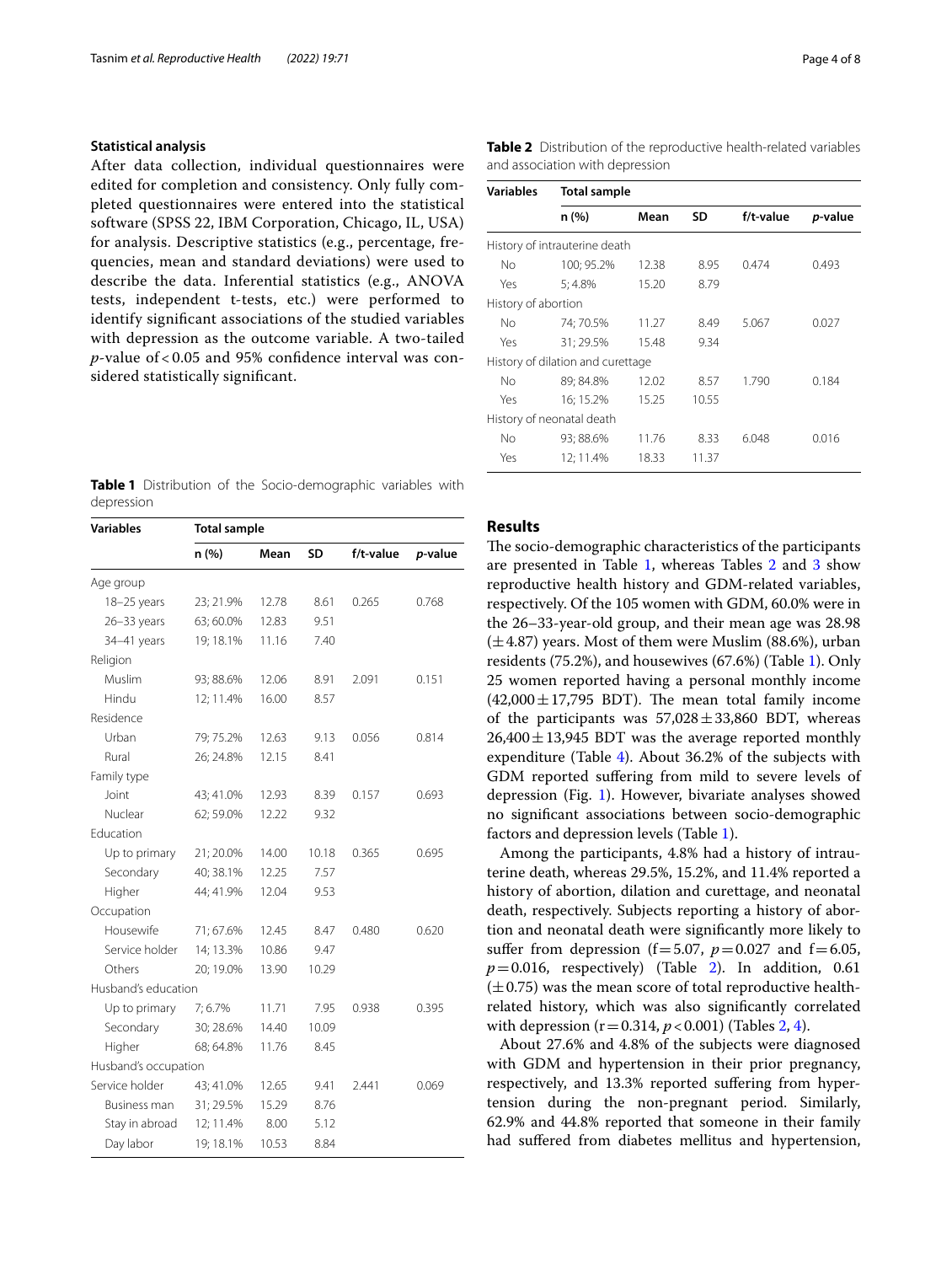### Statistical analysis

After data collection, individual questionnaires were edited for completion and consistency. Only fully completed questionnaires were entered into the statistical software (SPSS 22, IBM Corporation, Chicago, IL, USA) for analysis. Descriptive statistics (e.g., percentage, frequencies, mean and standard deviations) were used to describe the data. Inferential statistics (e.g., ANOVA tests, independent t-tests, etc.) were performed to identify significant associations of the studied variables with depression as the outcome variable. A two-tailed *p*-value of < 0.05 and 95% confidence interval was considered statistically significant.

**Table 1** Distribution of the Socio-demographic variables with depression

| Variables | Total sample | | | | |
|---|---|---|---|---|---|
| | n (%) | Mean | SD | f/t-value | *p*-value |
| Age group | | | | | |
| 18–25 years | 23; 21.9% | 12.78 | 8.61 | 0.265 | 0.768 |
| 26–33 years | 63; 60.0% | 12.83 | 9.51 | | |
| 34–41 years | 19; 18.1% | 11.16 | 7.40 | | |
| Religion | | | | | |
| Muslim | 93; 88.6% | 12.06 | 8.91 | 2.091 | 0.151 |
| Hindu | 12; 11.4% | 16.00 | 8.57 | | |
| Residence | | | | | |
| Urban | 79; 75.2% | 12.63 | 9.13 | 0.056 | 0.814 |
| Rural | 26; 24.8% | 12.15 | 8.41 | | |
| Family type | | | | | |
| Joint | 43; 41.0% | 12.93 | 8.39 | 0.157 | 0.693 |
| Nuclear | 62; 59.0% | 12.22 | 9.32 | | |
| Education | | | | | |
| Up to primary | 21; 20.0% | 14.00 | 10.18 | 0.365 | 0.695 |
| Secondary | 40; 38.1% | 12.25 | 7.57 | | |
| Higher | 44; 41.9% | 12.04 | 9.53 | | |
| Occupation | | | | | |
| Housewife | 71; 67.6% | 12.45 | 8.47 | 0.480 | 0.620 |
| Service holder | 14; 13.3% | 10.86 | 9.47 | | |
| Others | 20; 19.0% | 13.90 | 10.29 | | |
| Husband's education | | | | | |
| Up to primary | 7; 6.7% | 11.71 | 7.95 | 0.938 | 0.395 |
| Secondary | 30; 28.6% | 14.40 | 10.09 | | |
| Higher | 68; 64.8% | 11.76 | 8.45 | | |
| Husband's occupation | | | | | |
| Service holder | 43; 41.0% | 12.65 | 9.41 | 2.441 | 0.069 |
| Business man | 31; 29.5% | 15.29 | 8.76 | | |
| Stay in abroad | 12; 11.4% | 8.00 | 5.12 | | |
| Day labor | 19; 18.1% | 10.53 | 8.84 | | |

**Table 2** Distribution of the reproductive health-related variables and association with depression

| Variables | Total sample | | | | |
|---|---|---|---|---|---|
| | n (%) | Mean | SD | f/t-value | *p*-value |
| History of intrauterine death | | | | | |
| No | 100; 95.2% | 12.38 | 8.95 | 0.474 | 0.493 |
| Yes | 5; 4.8% | 15.20 | 8.79 | | |
| History of abortion | | | | | |
| No | 74; 70.5% | 11.27 | 8.49 | 5.067 | 0.027 |
| Yes | 31; 29.5% | 15.48 | 9.34 | | |
| History of dilation and curettage | | | | | |
| No | 89; 84.8% | 12.02 | 8.57 | 1.790 | 0.184 |
| Yes | 16; 15.2% | 15.25 | 10.55 | | |
| History of neonatal death | | | | | |
| No | 93; 88.6% | 11.76 | 8.33 | 6.048 | 0.016 |
| Yes | 12; 11.4% | 18.33 | 11.37 | | |

## Results

The socio-demographic characteristics of the participants are presented in Table 1, whereas Tables 2 and 3 show reproductive health history and GDM-related variables, respectively. Of the 105 women with GDM, 60.0% were in the 26–33-year-old group, and their mean age was 28.98 ($\pm 4.87$) years. Most of them were Muslim (88.6%), urban residents (75.2%), and housewives (67.6%) (Table 1). Only 25 women reported having a personal monthly income ($42{,}000 \pm 17{,}795$ BDT). The mean total family income of the participants was $57{,}028 \pm 33{,}860$ BDT, whereas $26{,}400 \pm 13{,}945$ BDT was the average reported monthly expenditure (Table 4). About 36.2% of the subjects with GDM reported suffering from mild to severe levels of depression (Fig. 1). However, bivariate analyses showed no significant associations between socio-demographic factors and depression levels (Table 1).

Among the participants, 4.8% had a history of intrauterine death, whereas 29.5%, 15.2%, and 11.4% reported a history of abortion, dilation and curettage, and neonatal death, respectively. Subjects reporting a history of abortion and neonatal death were significantly more likely to suffer from depression ($f = 5.07$, $p = 0.027$ and $f = 6.05$, $p = 0.016$, respectively) (Table 2). In addition, 0.61 ($\pm 0.75$) was the mean score of total reproductive health-related history, which was also significantly correlated with depression ($r = 0.314$, $p < 0.001$) (Tables 2, 4).

About 27.6% and 4.8% of the subjects were diagnosed with GDM and hypertension in their prior pregnancy, respectively, and 13.3% reported suffering from hypertension during the non-pregnant period. Similarly, 62.9% and 44.8% reported that someone in their family had suffered from diabetes mellitus and hypertension,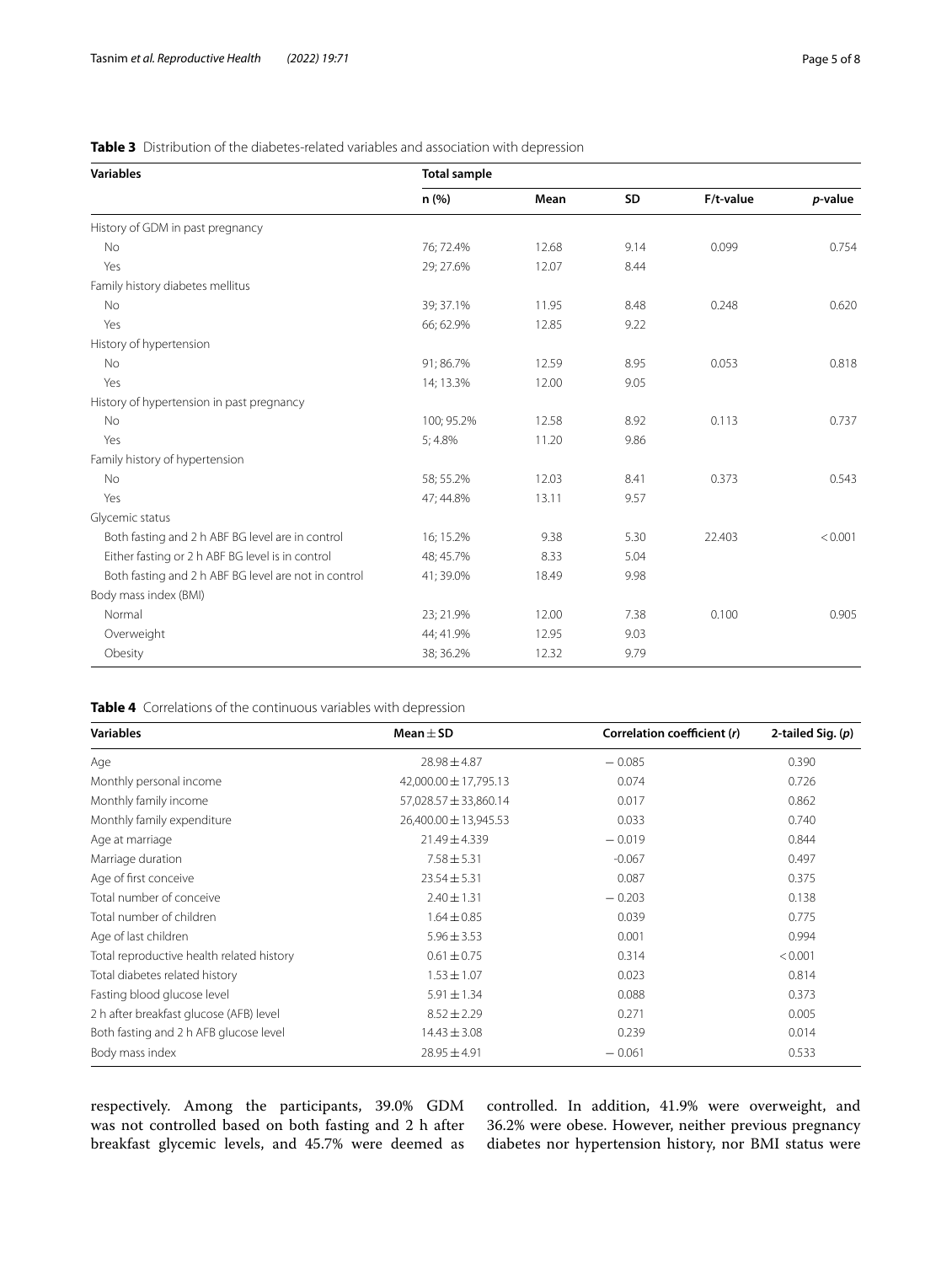**Table 3** Distribution of the diabetes-related variables and association with depression

| Variables | Total sample | | | | |
|---|---|---|---|---|---|
| | n (%) | Mean | SD | F/t-value | *p*-value |
| History of GDM in past pregnancy | | | | | |
| No | 76; 72.4% | 12.68 | 9.14 | 0.099 | 0.754 |
| Yes | 29; 27.6% | 12.07 | 8.44 | | |
| Family history diabetes mellitus | | | | | |
| No | 39; 37.1% | 11.95 | 8.48 | 0.248 | 0.620 |
| Yes | 66; 62.9% | 12.85 | 9.22 | | |
| History of hypertension | | | | | |
| No | 91; 86.7% | 12.59 | 8.95 | 0.053 | 0.818 |
| Yes | 14; 13.3% | 12.00 | 9.05 | | |
| History of hypertension in past pregnancy | | | | | |
| No | 100; 95.2% | 12.58 | 8.92 | 0.113 | 0.737 |
| Yes | 5; 4.8% | 11.20 | 9.86 | | |
| Family history of hypertension | | | | | |
| No | 58; 55.2% | 12.03 | 8.41 | 0.373 | 0.543 |
| Yes | 47; 44.8% | 13.11 | 9.57 | | |
| Glycemic status | | | | | |
| Both fasting and 2 h ABF BG level are in control | 16; 15.2% | 9.38 | 5.30 | 22.403 | < 0.001 |
| Either fasting or 2 h ABF BG level is in control | 48; 45.7% | 8.33 | 5.04 | | |
| Both fasting and 2 h ABF BG level are not in control | 41; 39.0% | 18.49 | 9.98 | | |
| Body mass index (BMI) | | | | | |
| Normal | 23; 21.9% | 12.00 | 7.38 | 0.100 | 0.905 |
| Overweight | 44; 41.9% | 12.95 | 9.03 | | |
| Obesity | 38; 36.2% | 12.32 | 9.79 | | |

**Table 4** Correlations of the continuous variables with depression

| Variables | Mean ± SD | Correlation coefficient (*r*) | 2-tailed Sig. (*p*) |
|---|---|---|---|
| Age | 28.98 ± 4.87 | − 0.085 | 0.390 |
| Monthly personal income | 42,000.00 ± 17,795.13 | 0.074 | 0.726 |
| Monthly family income | 57,028.57 ± 33,860.14 | 0.017 | 0.862 |
| Monthly family expenditure | 26,400.00 ± 13,945.53 | 0.033 | 0.740 |
| Age at marriage | 21.49 ± 4.339 | − 0.019 | 0.844 |
| Marriage duration | 7.58 ± 5.31 | -0.067 | 0.497 |
| Age of first conceive | 23.54 ± 5.31 | 0.087 | 0.375 |
| Total number of conceive | 2.40 ± 1.31 | − 0.203 | 0.138 |
| Total number of children | 1.64 ± 0.85 | 0.039 | 0.775 |
| Age of last children | 5.96 ± 3.53 | 0.001 | 0.994 |
| Total reproductive health related history | 0.61 ± 0.75 | 0.314 | < 0.001 |
| Total diabetes related history | 1.53 ± 1.07 | 0.023 | 0.814 |
| Fasting blood glucose level | 5.91 ± 1.34 | 0.088 | 0.373 |
| 2 h after breakfast glucose (AFB) level | 8.52 ± 2.29 | 0.271 | 0.005 |
| Both fasting and 2 h AFB glucose level | 14.43 ± 3.08 | 0.239 | 0.014 |
| Body mass index | 28.95 ± 4.91 | − 0.061 | 0.533 |

respectively. Among the participants, 39.0% GDM was not controlled based on both fasting and 2 h after breakfast glycemic levels, and 45.7% were deemed as controlled. In addition, 41.9% were overweight, and 36.2% were obese. However, neither previous pregnancy diabetes nor hypertension history, nor BMI status were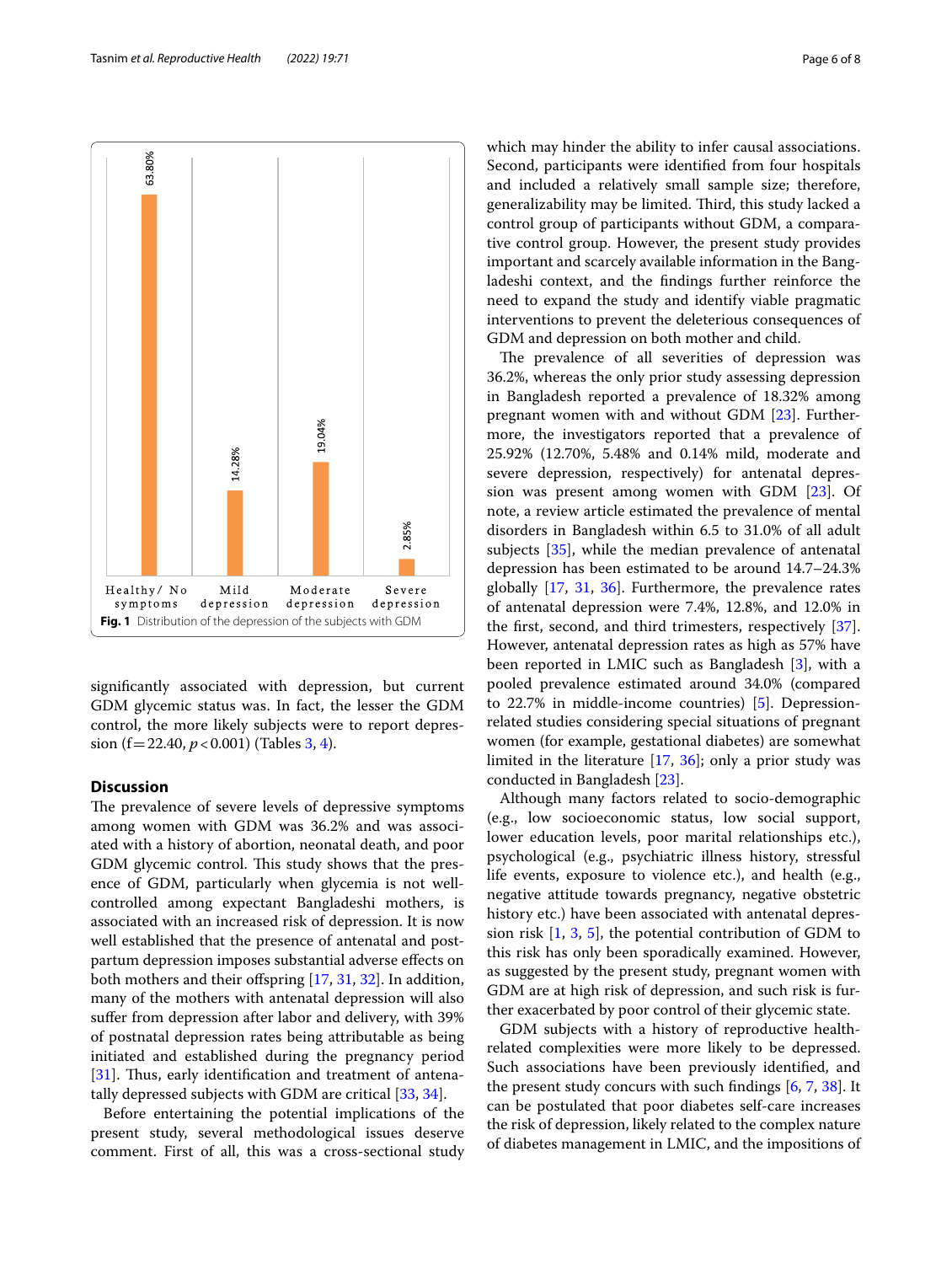Healthy/ No symptoms: 63.80%
Mild depression: 14.28%
Moderate depression: 19.04%
Severe depression: 2.85%

**Fig. 1** Distribution of the depression of the subjects with GDM

significantly associated with depression, but current GDM glycemic status was. In fact, the lesser the GDM control, the more likely subjects were to report depression ($f = 22.40$, $p < 0.001$) (Tables 3, 4).

## Discussion

The prevalence of severe levels of depressive symptoms among women with GDM was 36.2% and was associated with a history of abortion, neonatal death, and poor GDM glycemic control. This study shows that the presence of GDM, particularly when glycemia is not well-controlled among expectant Bangladeshi mothers, is associated with an increased risk of depression. It is now well established that the presence of antenatal and postpartum depression imposes substantial adverse effects on both mothers and their offspring [17, 31, 32]. In addition, many of the mothers with antenatal depression will also suffer from depression after labor and delivery, with 39% of postnatal depression rates being attributable as being initiated and established during the pregnancy period [31]. Thus, early identification and treatment of antenatally depressed subjects with GDM are critical [33, 34].

Before entertaining the potential implications of the present study, several methodological issues deserve comment. First of all, this was a cross-sectional study which may hinder the ability to infer causal associations. Second, participants were identified from four hospitals and included a relatively small sample size; therefore, generalizability may be limited. Third, this study lacked a control group of participants without GDM, a comparative control group. However, the present study provides important and scarcely available information in the Bangladeshi context, and the findings further reinforce the need to expand the study and identify viable pragmatic interventions to prevent the deleterious consequences of GDM and depression on both mother and child.

The prevalence of all severities of depression was 36.2%, whereas the only prior study assessing depression in Bangladesh reported a prevalence of 18.32% among pregnant women with and without GDM [23]. Furthermore, the investigators reported that a prevalence of 25.92% (12.70%, 5.48% and 0.14% mild, moderate and severe depression, respectively) for antenatal depression was present among women with GDM [23]. Of note, a review article estimated the prevalence of mental disorders in Bangladesh within 6.5 to 31.0% of all adult subjects [35], while the median prevalence of antenatal depression has been estimated to be around 14.7–24.3% globally [17, 31, 36]. Furthermore, the prevalence rates of antenatal depression were 7.4%, 12.8%, and 12.0% in the first, second, and third trimesters, respectively [37]. However, antenatal depression rates as high as 57% have been reported in LMIC such as Bangladesh [3], with a pooled prevalence estimated around 34.0% (compared to 22.7% in middle-income countries) [5]. Depression-related studies considering special situations of pregnant women (for example, gestational diabetes) are somewhat limited in the literature [17, 36]; only a prior study was conducted in Bangladesh [23].

Although many factors related to socio-demographic (e.g., low socioeconomic status, low social support, lower education levels, poor marital relationships etc.), psychological (e.g., psychiatric illness history, stressful life events, exposure to violence etc.), and health (e.g., negative attitude towards pregnancy, negative obstetric history etc.) have been associated with antenatal depression risk [1, 3, 5], the potential contribution of GDM to this risk has only been sporadically examined. However, as suggested by the present study, pregnant women with GDM are at high risk of depression, and such risk is further exacerbated by poor control of their glycemic state.

GDM subjects with a history of reproductive health-related complexities were more likely to be depressed. Such associations have been previously identified, and the present study concurs with such findings [6, 7, 38]. It can be postulated that poor diabetes self-care increases the risk of depression, likely related to the complex nature of diabetes management in LMIC, and the impositions of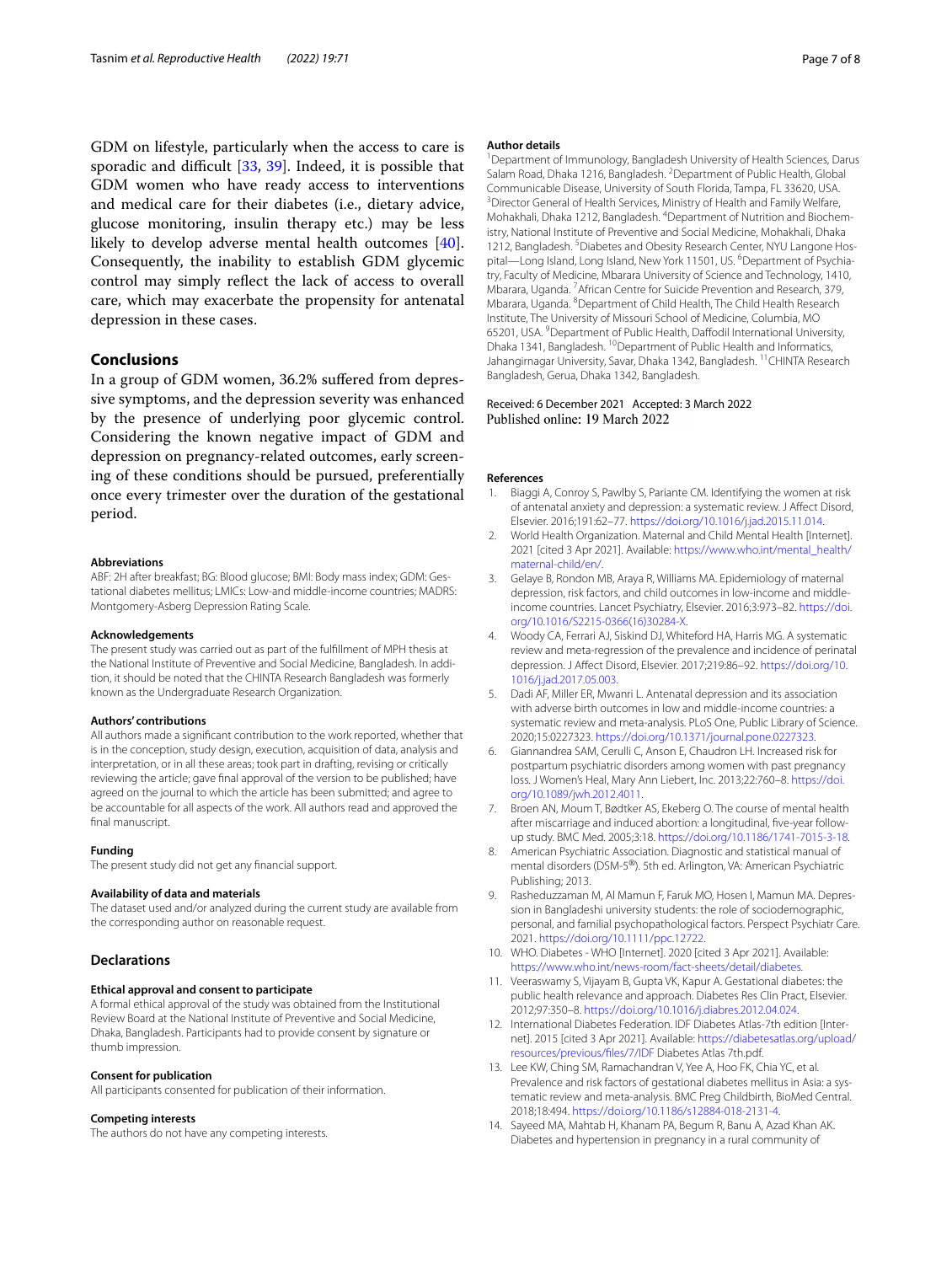GDM on lifestyle, particularly when the access to care is sporadic and difficult [33, 39]. Indeed, it is possible that GDM women who have ready access to interventions and medical care for their diabetes (i.e., dietary advice, glucose monitoring, insulin therapy etc.) may be less likely to develop adverse mental health outcomes [40]. Consequently, the inability to establish GDM glycemic control may simply reflect the lack of access to overall care, which may exacerbate the propensity for antenatal depression in these cases.

## Conclusions

In a group of GDM women, 36.2% suffered from depressive symptoms, and the depression severity was enhanced by the presence of underlying poor glycemic control. Considering the known negative impact of GDM and depression on pregnancy-related outcomes, early screening of these conditions should be pursued, preferentially once every trimester over the duration of the gestational period.

#### Abbreviations

ABF: 2H after breakfast; BG: Blood glucose; BMI: Body mass index; GDM: Gestational diabetes mellitus; LMICs: Low-and middle-income countries; MADRS: Montgomery-Asberg Depression Rating Scale.

#### Acknowledgements

The present study was carried out as part of the fulfillment of MPH thesis at the National Institute of Preventive and Social Medicine, Bangladesh. In addition, it should be noted that the CHINTA Research Bangladesh was formerly known as the Undergraduate Research Organization.

#### Authors' contributions

All authors made a significant contribution to the work reported, whether that is in the conception, study design, execution, acquisition of data, analysis and interpretation, or in all these areas; took part in drafting, revising or critically reviewing the article; gave final approval of the version to be published; have agreed on the journal to which the article has been submitted; and agree to be accountable for all aspects of the work. All authors read and approved the final manuscript.

#### Funding

The present study did not get any financial support.

#### Availability of data and materials

The dataset used and/or analyzed during the current study are available from the corresponding author on reasonable request.

### Declarations

#### Ethical approval and consent to participate

A formal ethical approval of the study was obtained from the Institutional Review Board at the National Institute of Preventive and Social Medicine, Dhaka, Bangladesh. Participants had to provide consent by signature or thumb impression.

#### Consent for publication

All participants consented for publication of their information.

#### Competing interests

The authors do not have any competing interests.

#### Author details

[1]Department of Immunology, Bangladesh University of Health Sciences, Darus Salam Road, Dhaka 1216, Bangladesh. [2]Department of Public Health, Global Communicable Disease, University of South Florida, Tampa, FL 33620, USA. [3]Director General of Health Services, Ministry of Health and Family Welfare, Mohakhali, Dhaka 1212, Bangladesh. [4]Department of Nutrition and Biochemistry, National Institute of Preventive and Social Medicine, Mohakhali, Dhaka 1212, Bangladesh. [5]Diabetes and Obesity Research Center, NYU Langone Hospital—Long Island, Long Island, New York 11501, US. [6]Department of Psychiatry, Faculty of Medicine, Mbarara University of Science and Technology, 1410, Mbarara, Uganda. [7]African Centre for Suicide Prevention and Research, 379, Mbarara, Uganda. [8]Department of Child Health, The Child Health Research Institute, The University of Missouri School of Medicine, Columbia, MO 65201, USA. [9]Department of Public Health, Daffodil International University, Dhaka 1341, Bangladesh. [10]Department of Public Health and Informatics, Jahangirnagar University, Savar, Dhaka 1342, Bangladesh. [11]CHINTA Research Bangladesh, Gerua, Dhaka 1342, Bangladesh.

Received: 6 December 2021 Accepted: 3 March 2022
Published online: 19 March 2022

#### References

1. Biaggi A, Conroy S, Pawlby S, Pariante CM. Identifying the women at risk of antenatal anxiety and depression: a systematic review. J Affect Disord, Elsevier. 2016;191:62–77. https://doi.org/10.1016/j.jad.2015.11.014.
2. World Health Organization. Maternal and Child Mental Health [Internet]. 2021 [cited 3 Apr 2021]. Available: https://www.who.int/mental_health/maternal-child/en/.
3. Gelaye B, Rondon MB, Araya R, Williams MA. Epidemiology of maternal depression, risk factors, and child outcomes in low-income and middle-income countries. Lancet Psychiatry, Elsevier. 2016;3:973–82. https://doi.org/10.1016/S2215-0366(16)30284-X.
4. Woody CA, Ferrari AJ, Siskind DJ, Whiteford HA, Harris MG. A systematic review and meta-regression of the prevalence and incidence of perinatal depression. J Affect Disord, Elsevier. 2017;219:86–92. https://doi.org/10.1016/j.jad.2017.05.003.
5. Dadi AF, Miller ER, Mwanri L. Antenatal depression and its association with adverse birth outcomes in low and middle-income countries: a systematic review and meta-analysis. PLoS One, Public Library of Science. 2020;15:0227323. https://doi.org/10.1371/journal.pone.0227323.
6. Giannandrea SAM, Cerulli C, Anson E, Chaudron LH. Increased risk for postpartum psychiatric disorders among women with past pregnancy loss. J Women's Heal, Mary Ann Liebert, Inc. 2013;22:760–8. https://doi.org/10.1089/jwh.2012.4011.
7. Broen AN, Moum T, Bødtker AS, Ekeberg O. The course of mental health after miscarriage and induced abortion: a longitudinal, five-year follow-up study. BMC Med. 2005;3:18. https://doi.org/10.1186/1741-7015-3-18.
8. American Psychiatric Association. Diagnostic and statistical manual of mental disorders (DSM-5®). 5th ed. Arlington, VA: American Psychiatric Publishing; 2013.
9. Rasheduzzaman M, Al Mamun F, Faruk MO, Hosen I, Mamun MA. Depression in Bangladeshi university students: the role of sociodemographic, personal, and familial psychopathological factors. Perspect Psychiatr Care. 2021. https://doi.org/10.1111/ppc.12722.
10. WHO. Diabetes - WHO [Internet]. 2020 [cited 3 Apr 2021]. Available: https://www.who.int/news-room/fact-sheets/detail/diabetes.
11. Veeraswamy S, Vijayam B, Gupta VK, Kapur A. Gestational diabetes: the public health relevance and approach. Diabetes Res Clin Pract, Elsevier. 2012;97:350–8. https://doi.org/10.1016/j.diabres.2012.04.024.
12. International Diabetes Federation. IDF Diabetes Atlas-7th edition [Internet]. 2015 [cited 3 Apr 2021]. Available: https://diabetesatlas.org/upload/resources/previous/files/7/IDF Diabetes Atlas 7th.pdf.
13. Lee KW, Ching SM, Ramachandran V, Yee A, Hoo FK, Chia YC, et al. Prevalence and risk factors of gestational diabetes mellitus in Asia: a systematic review and meta-analysis. BMC Preg Childbirth, BioMed Central. 2018;18:494. https://doi.org/10.1186/s12884-018-2131-4.
14. Sayeed MA, Mahtab H, Khanam PA, Begum R, Banu A, Azad Khan AK. Diabetes and hypertension in pregnancy in a rural community of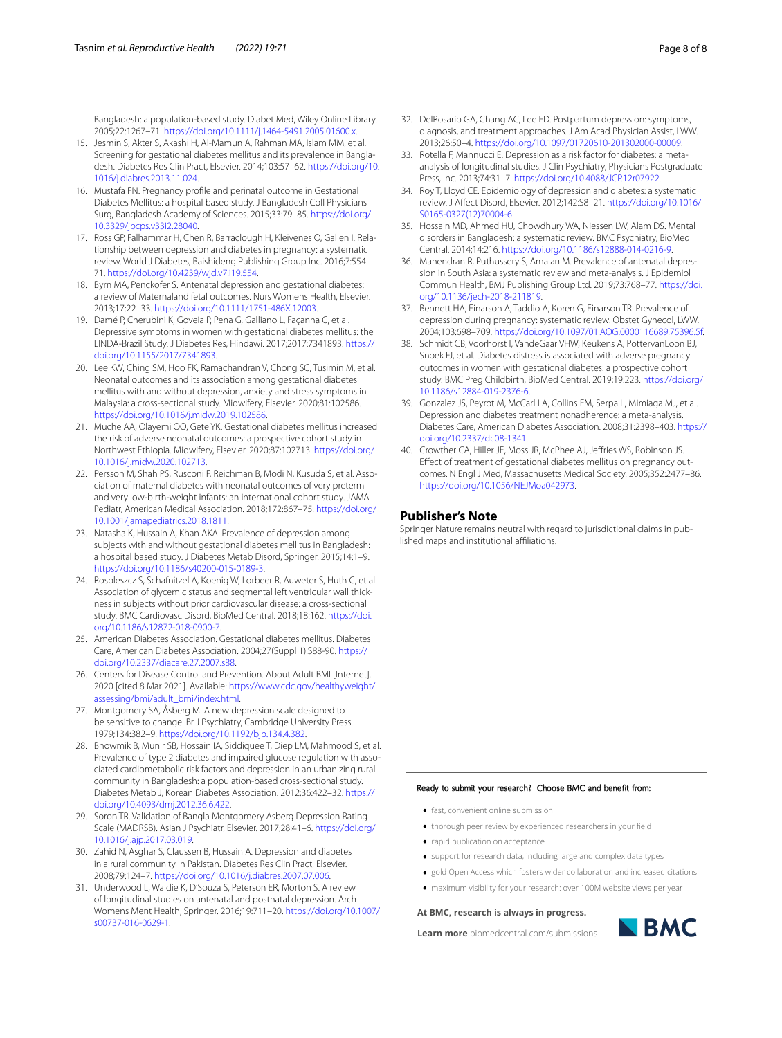Bangladesh: a population-based study. Diabet Med, Wiley Online Library. 2005;22:1267–71. https://doi.org/10.1111/j.1464-5491.2005.01600.x.

15. Jesmin S, Akter S, Akashi H, Al-Mamun A, Rahman MA, Islam MM, et al. Screening for gestational diabetes mellitus and its prevalence in Bangladesh. Diabetes Res Clin Pract, Elsevier. 2014;103:57–62. https://doi.org/10.1016/j.diabres.2013.11.024.
16. Mustafa FN. Pregnancy profile and perinatal outcome in Gestational Diabetes Mellitus: a hospital based study. J Bangladesh Coll Physicians Surg, Bangladesh Academy of Sciences. 2015;33:79–85. https://doi.org/10.3329/jbcps.v33i2.28040.
17. Ross GP, Falhammar H, Chen R, Barraclough H, Kleivenes O, Gallen I. Relationship between depression and diabetes in pregnancy: a systematic review. World J Diabetes, Baishideng Publishing Group Inc. 2016;7:554–71. https://doi.org/10.4239/wjd.v7.i19.554.
18. Byrn MA, Penckofer S. Antenatal depression and gestational diabetes: a review of Maternaland fetal outcomes. Nurs Womens Health, Elsevier. 2013;17:22–33. https://doi.org/10.1111/1751-486X.12003.
19. Damé P, Cherubini K, Goveia P, Pena G, Galliano L, Façanha C, et al. Depressive symptoms in women with gestational diabetes mellitus: the LINDA-Brazil Study. J Diabetes Res, Hindawi. 2017;2017:7341893. https://doi.org/10.1155/2017/7341893.
20. Lee KW, Ching SM, Hoo FK, Ramachandran V, Chong SC, Tusimin M, et al. Neonatal outcomes and its association among gestational diabetes mellitus with and without depression, anxiety and stress symptoms in Malaysia: a cross-sectional study. Midwifery, Elsevier. 2020;81:102586. https://doi.org/10.1016/j.midw.2019.102586.
21. Muche AA, Olayemi OO, Gete YK. Gestational diabetes mellitus increased the risk of adverse neonatal outcomes: a prospective cohort study in Northwest Ethiopia. Midwifery, Elsevier. 2020;87:102713. https://doi.org/10.1016/j.midw.2020.102713.
22. Persson M, Shah PS, Rusconi F, Reichman B, Modi N, Kusuda S, et al. Association of maternal diabetes with neonatal outcomes of very preterm and very low-birth-weight infants: an international cohort study. JAMA Pediatr, American Medical Association. 2018;172:867–75. https://doi.org/10.1001/jamapediatrics.2018.1811.
23. Natasha K, Hussain A, Khan AKA. Prevalence of depression among subjects with and without gestational diabetes mellitus in Bangladesh: a hospital based study. J Diabetes Metab Disord, Springer. 2015;14:1–9. https://doi.org/10.1186/s40200-015-0189-3.
24. Rospleszcz S, Schafnitzel A, Koenig W, Lorbeer R, Auweter S, Huth C, et al. Association of glycemic status and segmental left ventricular wall thickness in subjects without prior cardiovascular disease: a cross-sectional study. BMC Cardiovasc Disord, BioMed Central. 2018;18:162. https://doi.org/10.1186/s12872-018-0900-7.
25. American Diabetes Association. Gestational diabetes mellitus. Diabetes Care, American Diabetes Association. 2004;27(Suppl 1):S88-90. https://doi.org/10.2337/diacare.27.2007.s88.
26. Centers for Disease Control and Prevention. About Adult BMI [Internet]. 2020 [cited 8 Mar 2021]. Available: https://www.cdc.gov/healthyweight/assessing/bmi/adult_bmi/index.html.
27. Montgomery SA, Åsberg M. A new depression scale designed to be sensitive to change. Br J Psychiatry, Cambridge University Press. 1979;134:382–9. https://doi.org/10.1192/bjp.134.4.382.
28. Bhowmik B, Munir SB, Hossain IA, Siddiquee T, Diep LM, Mahmood S, et al. Prevalence of type 2 diabetes and impaired glucose regulation with associated cardiometabolic risk factors and depression in an urbanizing rural community in Bangladesh: a population-based cross-sectional study. Diabetes Metab J, Korean Diabetes Association. 2012;36:422–32. https://doi.org/10.4093/dmj.2012.36.6.422.
29. Soron TR. Validation of Bangla Montgomery Asberg Depression Rating Scale (MADRSB). Asian J Psychiatr, Elsevier. 2017;28:41–6. https://doi.org/10.1016/j.ajp.2017.03.019.
30. Zahid N, Asghar S, Claussen B, Hussain A. Depression and diabetes in a rural community in Pakistan. Diabetes Res Clin Pract, Elsevier. 2008;79:124–7. https://doi.org/10.1016/j.diabres.2007.07.006.
31. Underwood L, Waldie K, D'Souza S, Peterson ER, Morton S. A review of longitudinal studies on antenatal and postnatal depression. Arch Womens Ment Health, Springer. 2016;19:711–20. https://doi.org/10.1007/s00737-016-0629-1.
32. DelRosario GA, Chang AC, Lee ED. Postpartum depression: symptoms, diagnosis, and treatment approaches. J Am Acad Physician Assist, LWW. 2013;26:50–4. https://doi.org/10.1097/01720610-201302000-00009.
33. Rotella F, Mannucci E. Depression as a risk factor for diabetes: a meta-analysis of longitudinal studies. J Clin Psychiatry, Physicians Postgraduate Press, Inc. 2013;74:31–7. https://doi.org/10.4088/JCP.12r07922.
34. Roy T, Lloyd CE. Epidemiology of depression and diabetes: a systematic review. J Affect Disord, Elsevier. 2012;142:S8–21. https://doi.org/10.1016/S0165-0327(12)70004-6.
35. Hossain MD, Ahmed HU, Chowdhury WA, Niessen LW, Alam DS. Mental disorders in Bangladesh: a systematic review. BMC Psychiatry, BioMed Central. 2014;14:216. https://doi.org/10.1186/s12888-014-0216-9.
36. Mahendran R, Puthussery S, Amalan M. Prevalence of antenatal depression in South Asia: a systematic review and meta-analysis. J Epidemiol Commun Health, BMJ Publishing Group Ltd. 2019;73:768–77. https://doi.org/10.1136/jech-2018-211819.
37. Bennett HA, Einarson A, Taddio A, Koren G, Einarson TR. Prevalence of depression during pregnancy: systematic review. Obstet Gynecol, LWW. 2004;103:698–709. https://doi.org/10.1097/01.AOG.0000116689.75396.5f.
38. Schmidt CB, Voorhorst I, VandeGaar VHW, Keukens A, PottervanLoon BJ, Snoek FJ, et al. Diabetes distress is associated with adverse pregnancy outcomes in women with gestational diabetes: a prospective cohort study. BMC Preg Childbirth, BioMed Central. 2019;19:223. https://doi.org/10.1186/s12884-019-2376-6.
39. Gonzalez JS, Peyrot M, McCarl LA, Collins EM, Serpa L, Mimiaga MJ, et al. Depression and diabetes treatment nonadherence: a meta-analysis. Diabetes Care, American Diabetes Association. 2008;31:2398–403. https://doi.org/10.2337/dc08-1341.
40. Crowther CA, Hiller JE, Moss JR, McPhee AJ, Jeffries WS, Robinson JS. Effect of treatment of gestational diabetes mellitus on pregnancy outcomes. N Engl J Med, Massachusetts Medical Society. 2005;352:2477–86. https://doi.org/10.1056/NEJMoa042973.

## Publisher's Note

Springer Nature remains neutral with regard to jurisdictional claims in published maps and institutional affiliations.

Ready to submit your research? Choose BMC and benefit from:

- fast, convenient online submission
- thorough peer review by experienced researchers in your field
- rapid publication on acceptance
- support for research data, including large and complex data types
- gold Open Access which fosters wider collaboration and increased citations
- maximum visibility for your research: over 100M website views per year

**At BMC, research is always in progress.**

**Learn more** biomedcentral.com/submissions

BMC